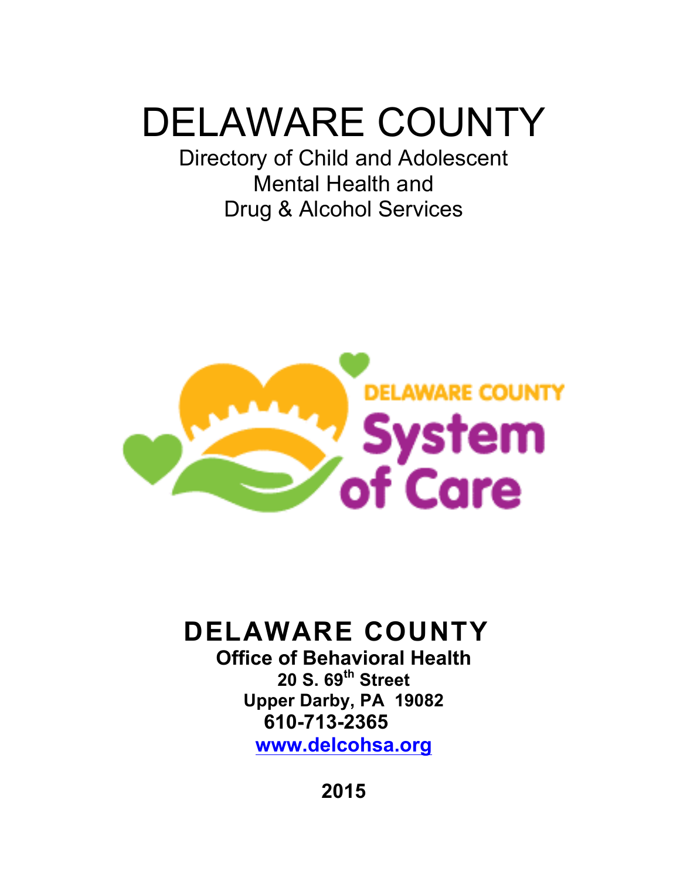# DELAWARE COUNTY

Directory of Child and Adolescent
Mental Health and
Drug & Alcohol Services

DELAWARE COUNTY
System of Care

## DELAWARE COUNTY

**Office of Behavioral Health**
**20 S. 69th Street**
**Upper Darby, PA 19082**
**610-713-2365**
**www.delcohsa.org**

**2015**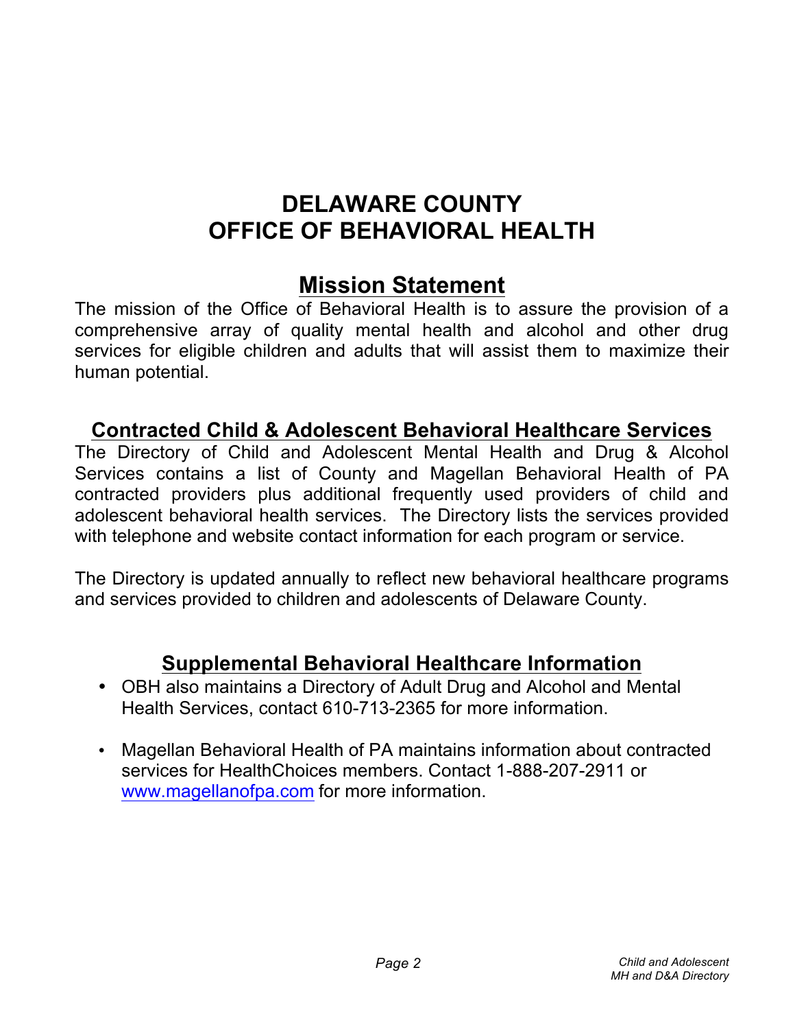# DELAWARE COUNTY
# OFFICE OF BEHAVIORAL HEALTH

## Mission Statement

The mission of the Office of Behavioral Health is to assure the provision of a comprehensive array of quality mental health and alcohol and other drug services for eligible children and adults that will assist them to maximize their human potential.

## Contracted Child & Adolescent Behavioral Healthcare Services

The Directory of Child and Adolescent Mental Health and Drug & Alcohol Services contains a list of County and Magellan Behavioral Health of PA contracted providers plus additional frequently used providers of child and adolescent behavioral health services. The Directory lists the services provided with telephone and website contact information for each program or service.

The Directory is updated annually to reflect new behavioral healthcare programs and services provided to children and adolescents of Delaware County.

## Supplemental Behavioral Healthcare Information

- OBH also maintains a Directory of Adult Drug and Alcohol and Mental Health Services, contact 610-713-2365 for more information.
- Magellan Behavioral Health of PA maintains information about contracted services for HealthChoices members. Contact 1-888-207-2911 or www.magellanofpa.com for more information.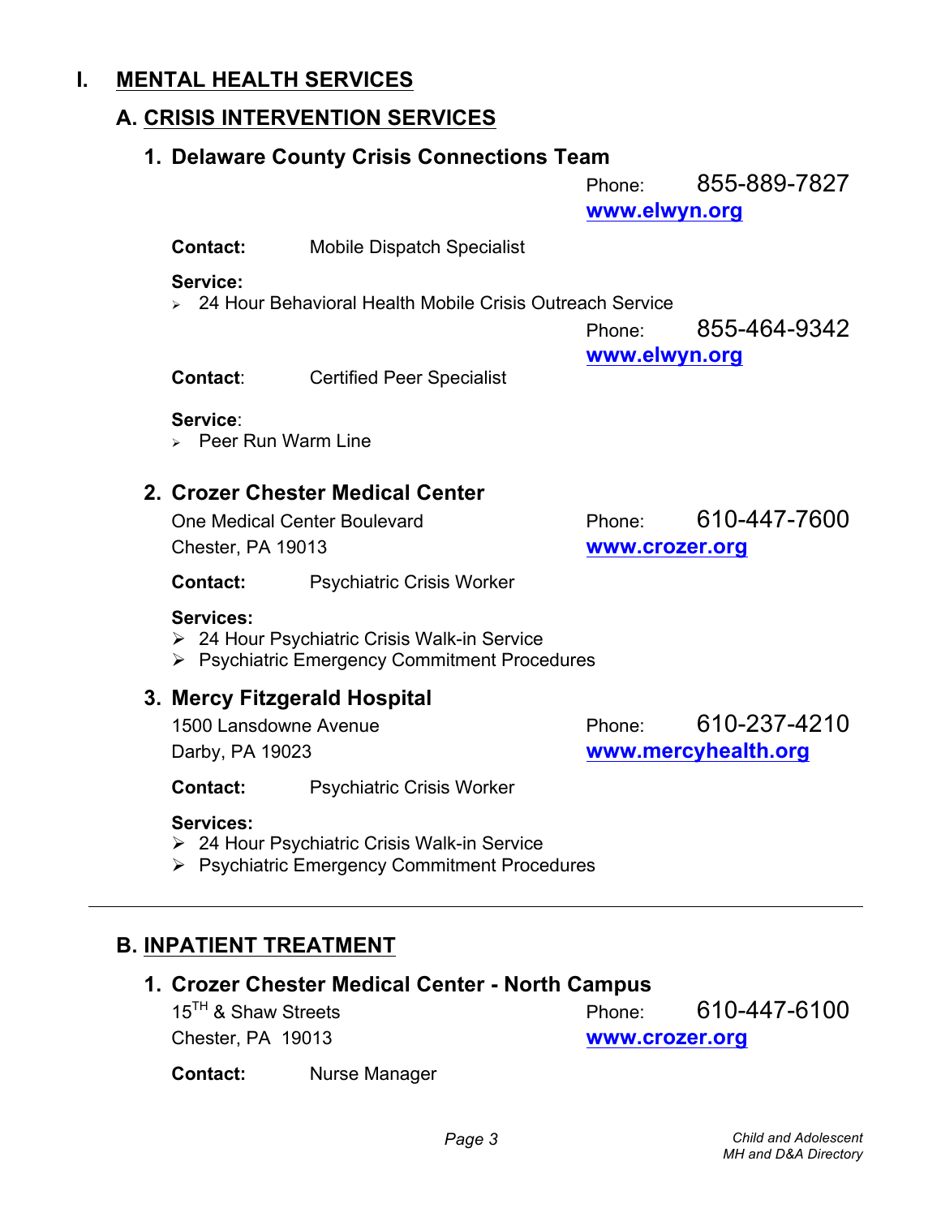# I. MENTAL HEALTH SERVICES

## A. CRISIS INTERVENTION SERVICES

### 1. Delaware County Crisis Connections Team

Phone: 855-889-7827
**www.elwyn.org**

**Contact:** Mobile Dispatch Specialist

**Service:**
- 24 Hour Behavioral Health Mobile Crisis Outreach Service

Phone: 855-464-9342
**www.elwyn.org**

**Contact**: Certified Peer Specialist

**Service**:
- Peer Run Warm Line

### 2. Crozer Chester Medical Center

One Medical Center Boulevard
Chester, PA 19013

Phone: 610-447-7600
**www.crozer.org**

**Contact:** Psychiatric Crisis Worker

**Services:**
- 24 Hour Psychiatric Crisis Walk-in Service
- Psychiatric Emergency Commitment Procedures

### 3. Mercy Fitzgerald Hospital

1500 Lansdowne Avenue
Darby, PA 19023

Phone: 610-237-4210
**www.mercyhealth.org**

**Contact:** Psychiatric Crisis Worker

**Services:**
- 24 Hour Psychiatric Crisis Walk-in Service
- Psychiatric Emergency Commitment Procedures

---

## B. INPATIENT TREATMENT

### 1. Crozer Chester Medical Center - North Campus

15TH & Shaw Streets
Chester, PA 19013

Phone: 610-447-6100
**www.crozer.org**

**Contact:** Nurse Manager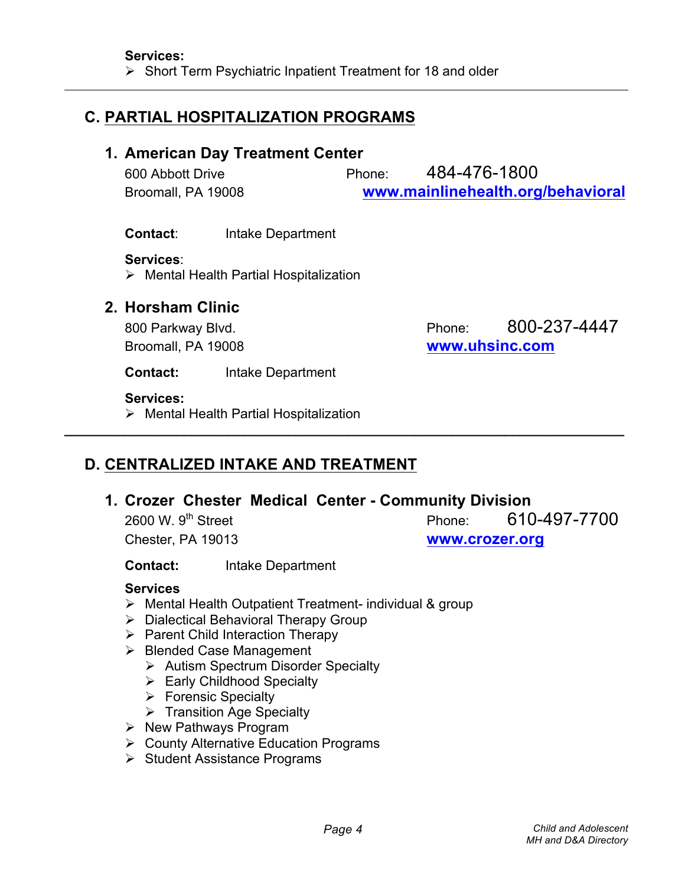**Services:**

- Short Term Psychiatric Inpatient Treatment for 18 and older

---

## C. PARTIAL HOSPITALIZATION PROGRAMS

### 1. American Day Treatment Center

600 Abbott Drive
Broomall, PA 19008

Phone: 484-476-1800
**www.mainlinehealth.org/behavioral**

**Contact**: Intake Department

**Services**:

- Mental Health Partial Hospitalization

### 2. Horsham Clinic

800 Parkway Blvd.
Broomall, PA 19008

Phone: 800-237-4447
**www.uhsinc.com**

**Contact:** Intake Department

**Services:**

- Mental Health Partial Hospitalization

---

## D. CENTRALIZED INTAKE AND TREATMENT

### 1. Crozer Chester Medical Center - Community Division

2600 W. 9th Street
Chester, PA 19013

Phone: 610-497-7700
**www.crozer.org**

**Contact:** Intake Department

**Services**

- Mental Health Outpatient Treatment- individual & group
- Dialectical Behavioral Therapy Group
- Parent Child Interaction Therapy
- Blended Case Management
  - Autism Spectrum Disorder Specialty
  - Early Childhood Specialty
  - Forensic Specialty
  - Transition Age Specialty
- New Pathways Program
- County Alternative Education Programs
- Student Assistance Programs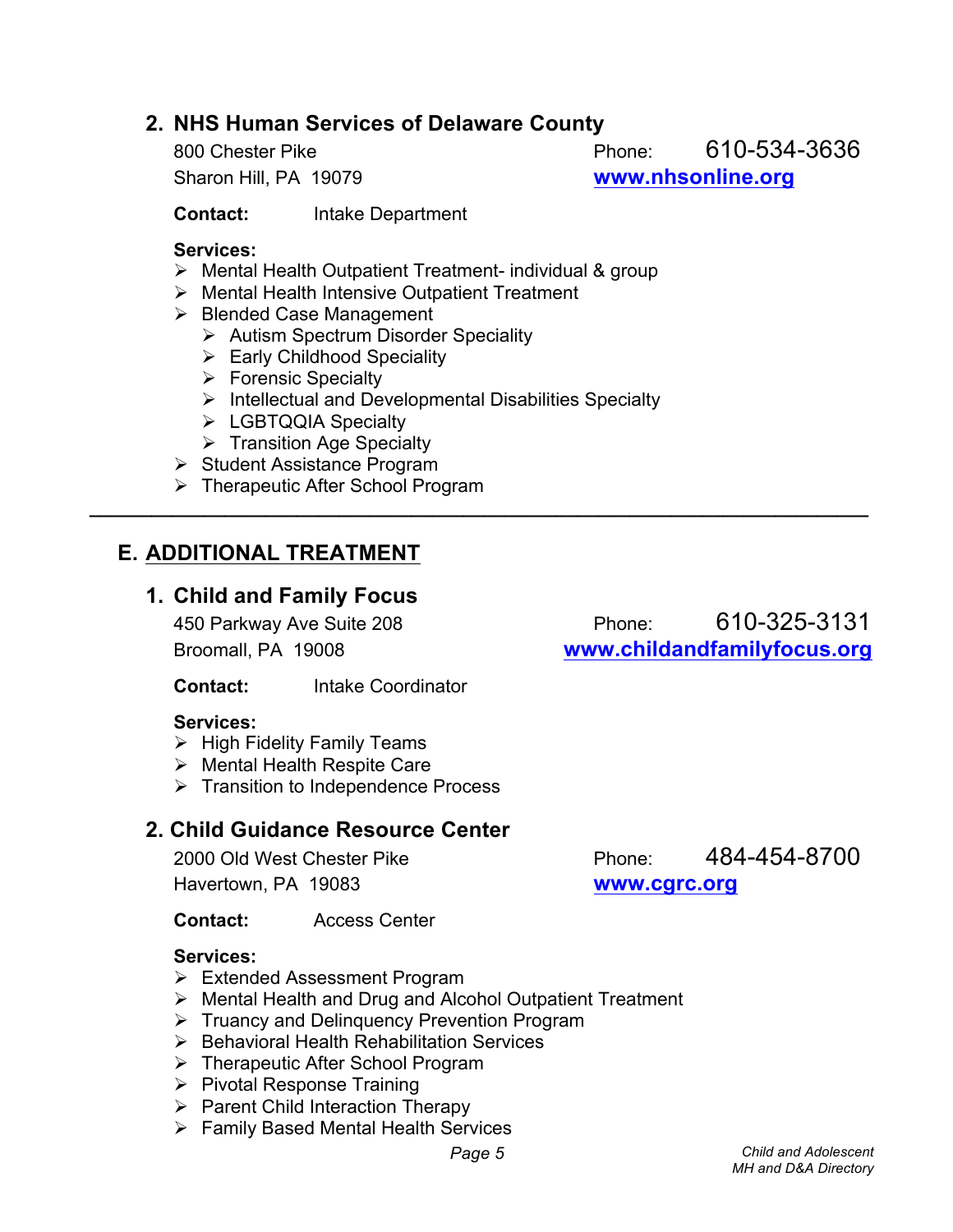### 2. NHS Human Services of Delaware County

800 Chester Pike
Sharon Hill, PA 19079

Phone: 610-534-3636
**www.nhsonline.org**

**Contact:** Intake Department

**Services:**

- Mental Health Outpatient Treatment- individual & group
- Mental Health Intensive Outpatient Treatment
- Blended Case Management
  - Autism Spectrum Disorder Speciality
  - Early Childhood Speciality
  - Forensic Specialty
  - Intellectual and Developmental Disabilities Specialty
  - LGBTQQIA Specialty
  - Transition Age Specialty
- Student Assistance Program
- Therapeutic After School Program

---

## E. ADDITIONAL TREATMENT

### 1. Child and Family Focus

450 Parkway Ave Suite 208
Broomall, PA 19008

Phone: 610-325-3131
**www.childandfamilyfocus.org**

**Contact:** Intake Coordinator

**Services:**

- High Fidelity Family Teams
- Mental Health Respite Care
- Transition to Independence Process

### 2. Child Guidance Resource Center

2000 Old West Chester Pike
Havertown, PA 19083

Phone: 484-454-8700
**www.cgrc.org**

**Contact:** Access Center

**Services:**

- Extended Assessment Program
- Mental Health and Drug and Alcohol Outpatient Treatment
- Truancy and Delinquency Prevention Program
- Behavioral Health Rehabilitation Services
- Therapeutic After School Program
- Pivotal Response Training
- Parent Child Interaction Therapy
- Family Based Mental Health Services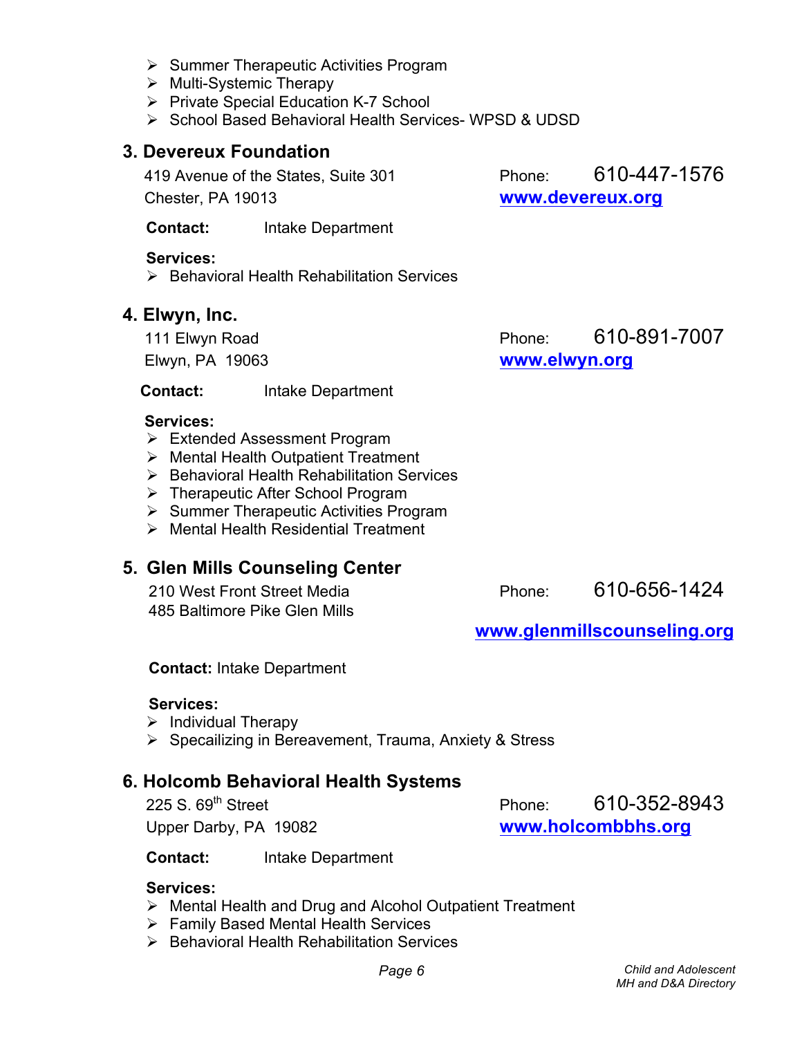- Summer Therapeutic Activities Program
- Multi-Systemic Therapy
- Private Special Education K-7 School
- School Based Behavioral Health Services- WPSD & UDSD

### 3. Devereux Foundation

419 Avenue of the States, Suite 301
Chester, PA 19013

Phone: 610-447-1576
**www.devereux.org**

**Contact:** Intake Department

**Services:**

- Behavioral Health Rehabilitation Services

### 4. Elwyn, Inc.

111 Elwyn Road
Elwyn, PA 19063

Phone: 610-891-7007
**www.elwyn.org**

**Contact:** Intake Department

**Services:**

- Extended Assessment Program
- Mental Health Outpatient Treatment
- Behavioral Health Rehabilitation Services
- Therapeutic After School Program
- Summer Therapeutic Activities Program
- Mental Health Residential Treatment

### 5. Glen Mills Counseling Center

210 West Front Street Media
485 Baltimore Pike Glen Mills

Phone: 610-656-1424
**www.glenmillscounseling.org**

**Contact:** Intake Department

**Services:**

- Individual Therapy
- Specailizing in Bereavement, Trauma, Anxiety & Stress

### 6. Holcomb Behavioral Health Systems

225 S. 69th Street
Upper Darby, PA 19082

Phone: 610-352-8943
**www.holcombbhs.org**

**Contact:** Intake Department

**Services:**

- Mental Health and Drug and Alcohol Outpatient Treatment
- Family Based Mental Health Services
- Behavioral Health Rehabilitation Services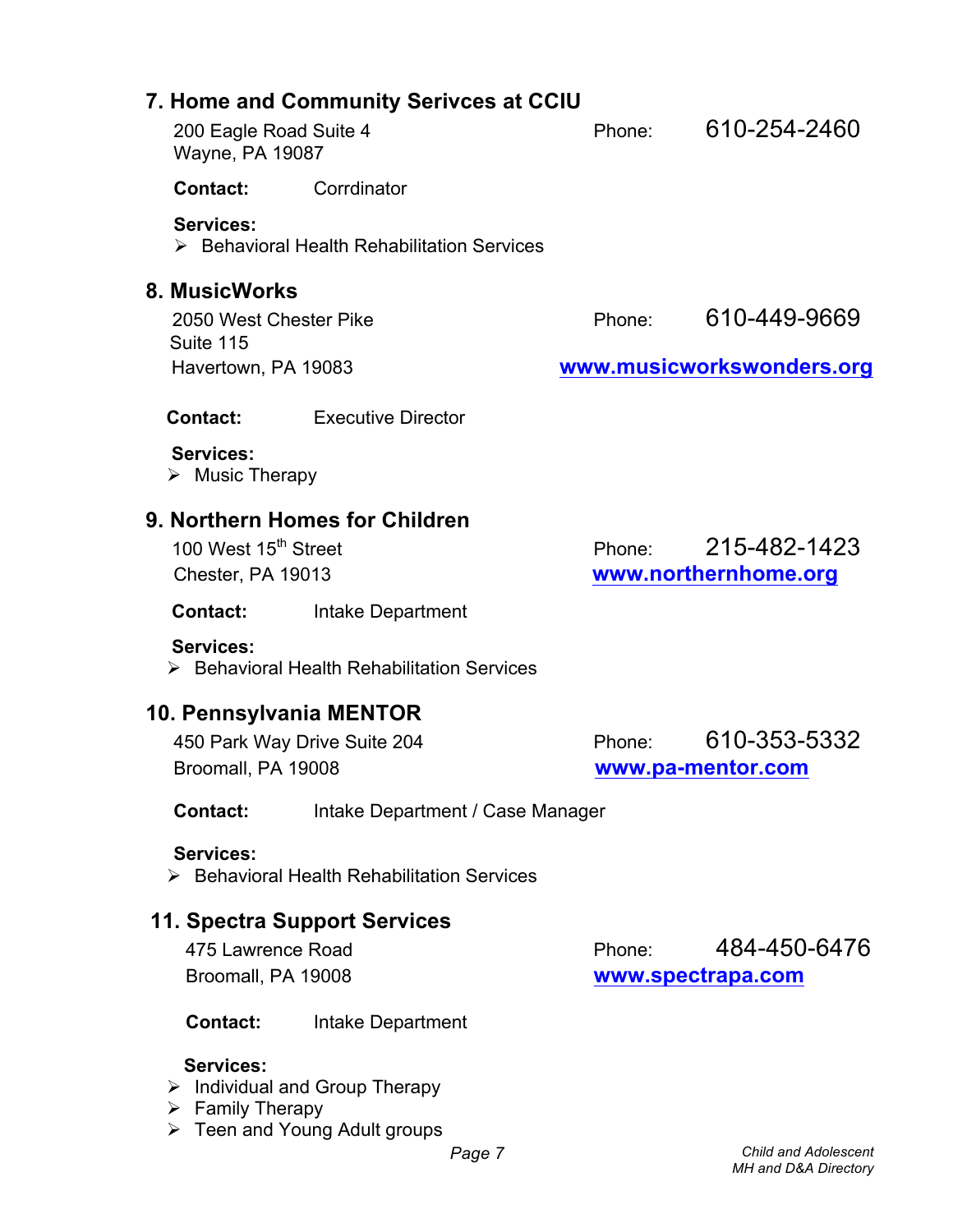## 7. Home and Community Serivces at CCIU

200 Eagle Road Suite 4
Wayne, PA 19087

Phone: 610-254-2460

**Contact:** Corrdinator

**Services:**

- Behavioral Health Rehabilitation Services

## 8. MusicWorks

2050 West Chester Pike
Suite 115
Havertown, PA 19083

Phone: 610-449-9669

**www.musicworkswonders.org**

**Contact:** Executive Director

**Services:**

- Music Therapy

## 9. Northern Homes for Children

100 West 15th Street
Chester, PA 19013

Phone: 215-482-1423

**www.northernhome.org**

**Contact:** Intake Department

**Services:**

- Behavioral Health Rehabilitation Services

## 10. Pennsylvania MENTOR

450 Park Way Drive Suite 204
Broomall, PA 19008

Phone: 610-353-5332

**www.pa-mentor.com**

**Contact:** Intake Department / Case Manager

**Services:**

- Behavioral Health Rehabilitation Services

## 11. Spectra Support Services

475 Lawrence Road
Broomall, PA 19008

Phone: 484-450-6476

**www.spectrapa.com**

**Contact:** Intake Department

**Services:**

- Individual and Group Therapy
- Family Therapy
- Teen and Young Adult groups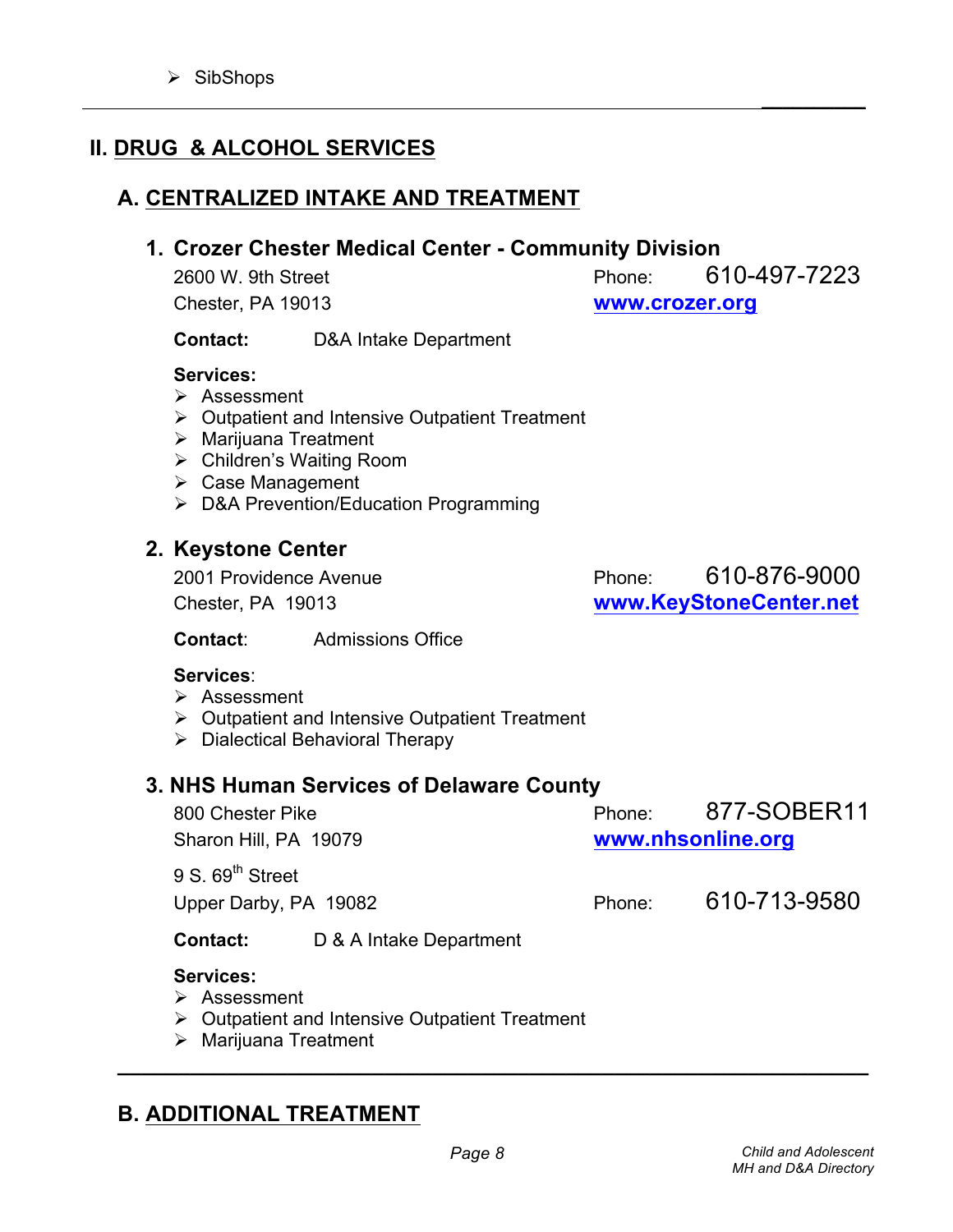- SibShops

---

# II. DRUG & ALCOHOL SERVICES

## A. CENTRALIZED INTAKE AND TREATMENT

### 1. Crozer Chester Medical Center - Community Division

2600 W. 9th Street
Chester, PA 19013

Phone: 610-497-7223
**www.crozer.org**

**Contact:** D&A Intake Department

**Services:**

- Assessment
- Outpatient and Intensive Outpatient Treatment
- Marijuana Treatment
- Children's Waiting Room
- Case Management
- D&A Prevention/Education Programming

### 2. Keystone Center

2001 Providence Avenue
Chester, PA 19013

Phone: 610-876-9000
**www.KeyStoneCenter.net**

**Contact**: Admissions Office

**Services**:

- Assessment
- Outpatient and Intensive Outpatient Treatment
- Dialectical Behavioral Therapy

### 3. NHS Human Services of Delaware County

800 Chester Pike
Sharon Hill, PA 19079

Phone: 877-SOBER11
**www.nhsonline.org**

9 S. 69th Street
Upper Darby, PA 19082

Phone: 610-713-9580

**Contact:** D & A Intake Department

**Services:**

- Assessment
- Outpatient and Intensive Outpatient Treatment
- Marijuana Treatment

---

## B. ADDITIONAL TREATMENT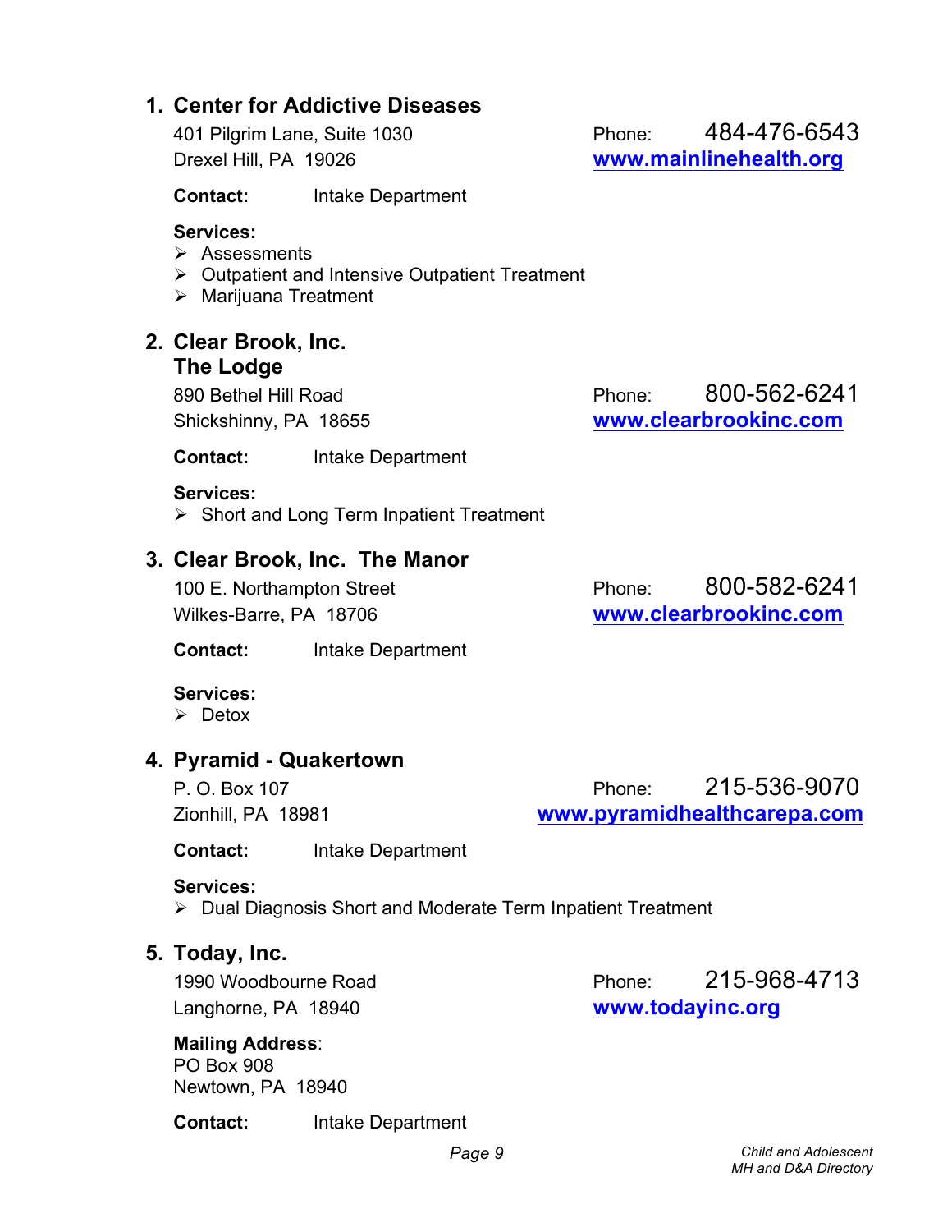## 1. Center for Addictive Diseases

401 Pilgrim Lane, Suite 1030
Drexel Hill, PA 19026

Phone: 484-476-6543
www.mainlinehealth.org

**Contact:** Intake Department

**Services:**
- Assessments
- Outpatient and Intensive Outpatient Treatment
- Marijuana Treatment

## 2. Clear Brook, Inc. The Lodge

890 Bethel Hill Road
Shickshinny, PA 18655

Phone: 800-562-6241
www.clearbrookinc.com

**Contact:** Intake Department

**Services:**
- Short and Long Term Inpatient Treatment

## 3. Clear Brook, Inc. The Manor

100 E. Northampton Street
Wilkes-Barre, PA 18706

Phone: 800-582-6241
www.clearbrookinc.com

**Contact:** Intake Department

**Services:**
- Detox

## 4. Pyramid - Quakertown

P. O. Box 107
Zionhill, PA 18981

Phone: 215-536-9070
www.pyramidhealthcarepa.com

**Contact:** Intake Department

**Services:**
- Dual Diagnosis Short and Moderate Term Inpatient Treatment

## 5. Today, Inc.

1990 Woodbourne Road
Langhorne, PA 18940

Phone: 215-968-4713
www.todayinc.org

**Mailing Address**:
PO Box 908
Newtown, PA 18940

**Contact:** Intake Department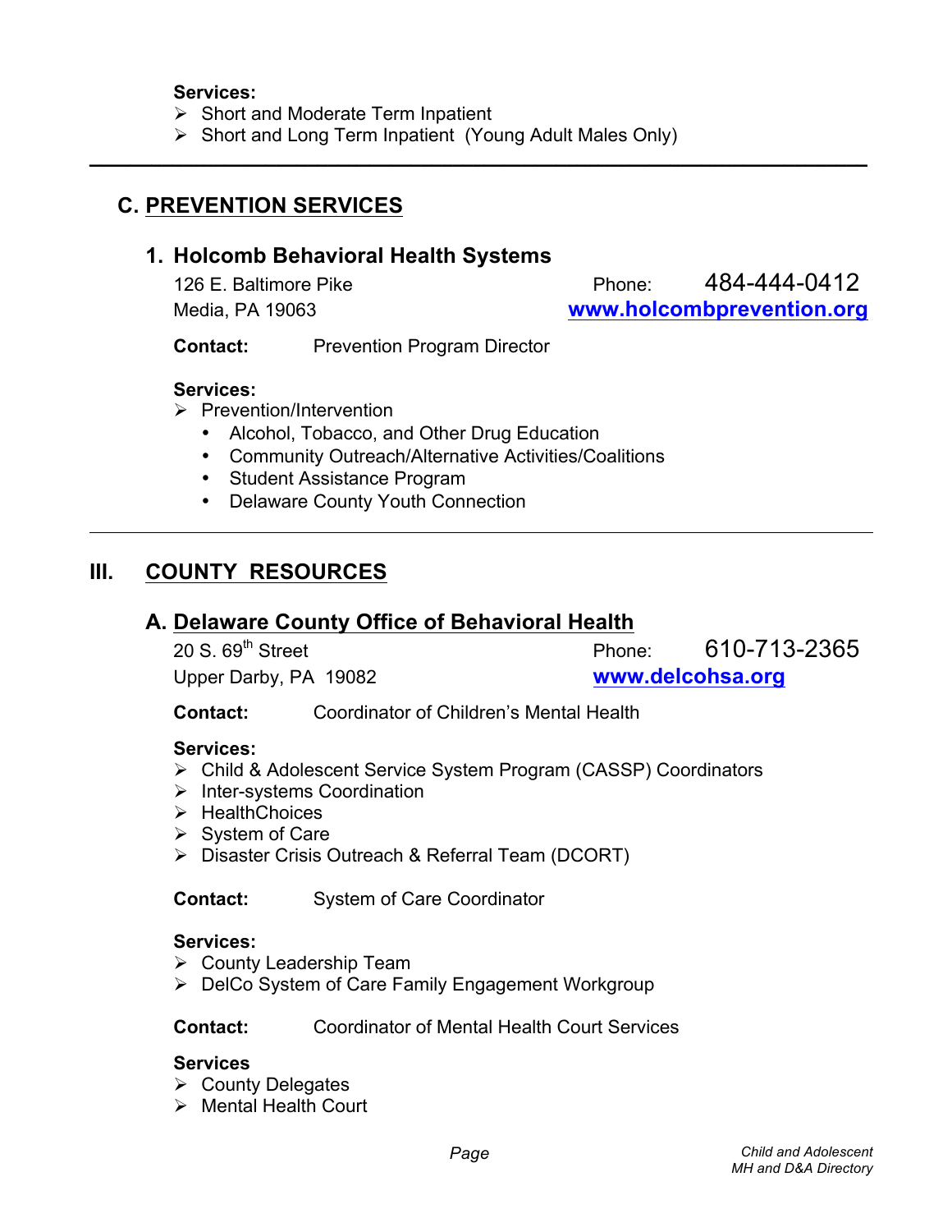**Services:**

- Short and Moderate Term Inpatient
- Short and Long Term Inpatient (Young Adult Males Only)

---

## C. PREVENTION SERVICES

### 1. Holcomb Behavioral Health Systems

126 E. Baltimore Pike
Media, PA 19063

Phone: 484-444-0412
www.holcombprevention.org

**Contact:** Prevention Program Director

**Services:**

- Prevention/Intervention
  - Alcohol, Tobacco, and Other Drug Education
  - Community Outreach/Alternative Activities/Coalitions
  - Student Assistance Program
  - Delaware County Youth Connection

---

# III. COUNTY RESOURCES

## A. Delaware County Office of Behavioral Health

20 S. 69th Street
Upper Darby, PA 19082

Phone: 610-713-2365
www.delcohsa.org

**Contact:** Coordinator of Children's Mental Health

**Services:**

- Child & Adolescent Service System Program (CASSP) Coordinators
- Inter-systems Coordination
- HealthChoices
- System of Care
- Disaster Crisis Outreach & Referral Team (DCORT)

**Contact:** System of Care Coordinator

**Services:**

- County Leadership Team
- DelCo System of Care Family Engagement Workgroup

**Contact:** Coordinator of Mental Health Court Services

**Services**

- County Delegates
- Mental Health Court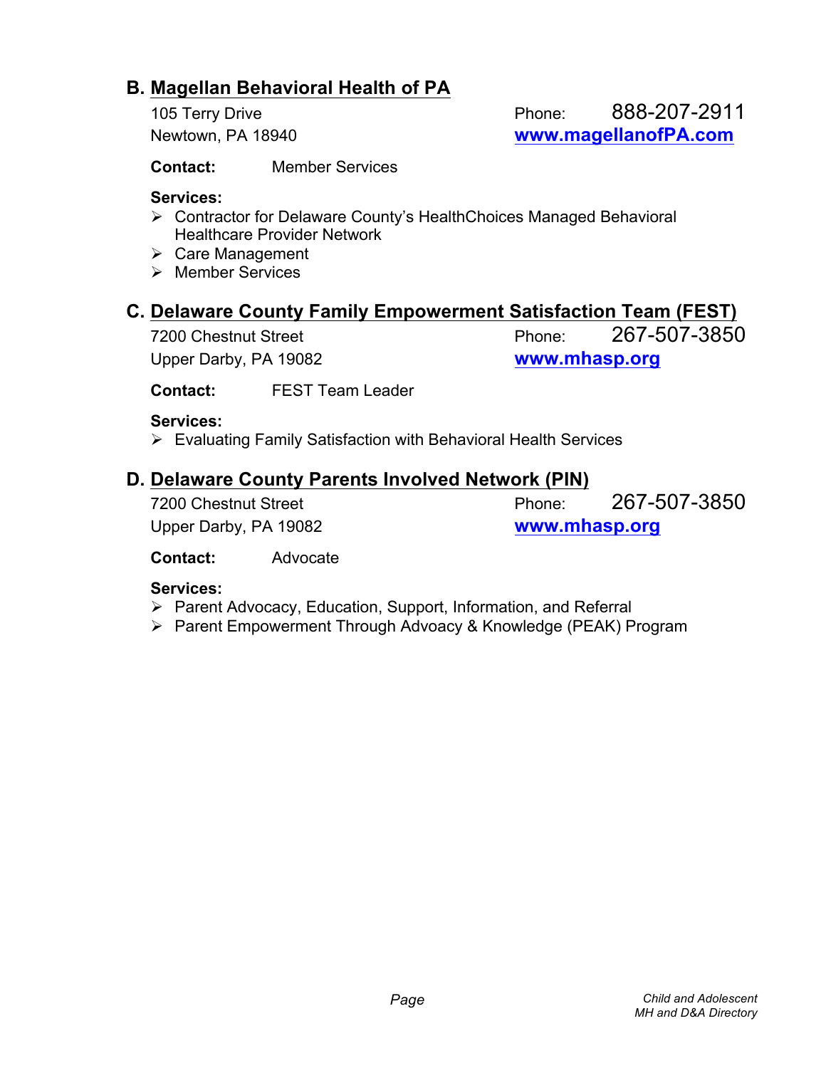## B. Magellan Behavioral Health of PA

105 Terry Drive
Newtown, PA 18940

Phone: 888-207-2911
**www.magellanofPA.com**

**Contact:** Member Services

**Services:**

- Contractor for Delaware County's HealthChoices Managed Behavioral Healthcare Provider Network
- Care Management
- Member Services

## C. Delaware County Family Empowerment Satisfaction Team (FEST)

7200 Chestnut Street
Upper Darby, PA 19082

Phone: 267-507-3850
**www.mhasp.org**

**Contact:** FEST Team Leader

**Services:**

- Evaluating Family Satisfaction with Behavioral Health Services

## D. Delaware County Parents Involved Network (PIN)

7200 Chestnut Street
Upper Darby, PA 19082

Phone: 267-507-3850
**www.mhasp.org**

**Contact:** Advocate

**Services:**

- Parent Advocacy, Education, Support, Information, and Referral
- Parent Empowerment Through Advoacy & Knowledge (PEAK) Program